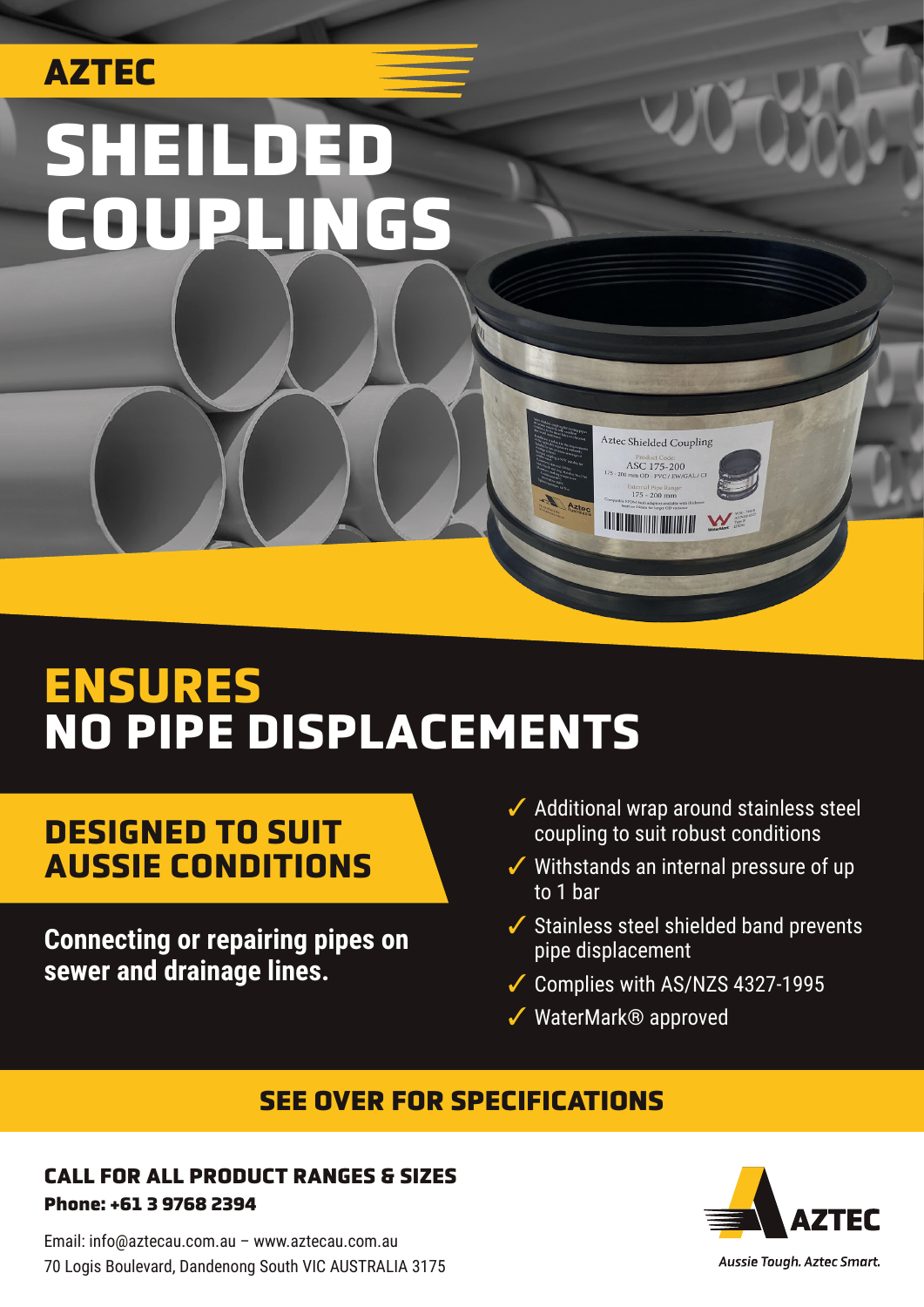AZTEC

# SHEILDED COUPLINGS

## ENSURES NO PIPE DISPLACEMENTS

### DESIGNED TO SUIT AUSSIE CONDITIONS

**Connecting or repairing pipes on sewer and drainage lines.**

- ✓ Additional wrap around stainless steel coupling to suit robust conditions
- ✓ Withstands an internal pressure of up to 1 bar
- ✓ Stainless steel shielded band prevents pipe displacement
- ✓ Complies with AS/NZS 4327-1995
- ✓ WaterMark® approved

### SEE OVER FOR SPECIFICATIONS

**CALL FOR ALL PRODUCT RANGES & SIZES**

**Phone: +61 3 9768 2394**

Email: info@aztecau.com.au – www.aztecau.com.au
70 Logis Boulevard, Dandenong South VIC AUSTRALIA 3175

AZTEC
*Aussie Tough. Aztec Smart.*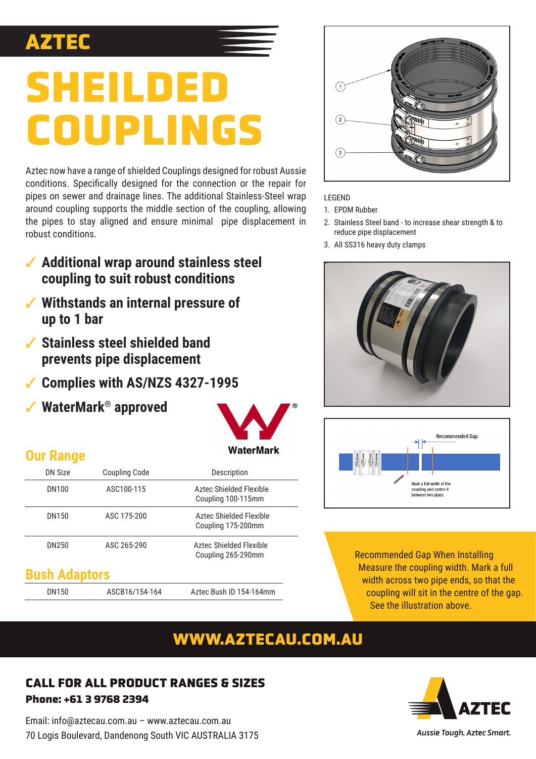# AZTEC

# SHEILDED COUPLINGS

Aztec now have a range of shielded Couplings designed for robust Aussie conditions. Specifically designed for the connection or the repair for pipes on sewer and drainage lines. The additional Stainless-Steel wrap around coupling supports the middle section of the coupling, allowing the pipes to stay aligned and ensure minimal pipe displacement in robust conditions.

- ✓ **Additional wrap around stainless steel coupling to suit robust conditions**
- ✓ **Withstands an internal pressure of up to 1 bar**
- ✓ **Stainless steel shielded band prevents pipe displacement**
- ✓ **Complies with AS/NZS 4327-1995**
- ✓ **WaterMark® approved**

WaterMark

LEGEND

1. EPDM Rubber
2. Stainless Steel band - to increase shear strength & to reduce pipe displacement
3. All SS316 heavy duty clamps

Recommended Gap

Mark a full width of the coupling and centre it between two pipes.

## Our Range

| DN Size | Coupling Code | Description |
|---|---|---|
| DN100 | ASC100-115 | Aztec Shielded Flexible Coupling 100-115mm |
| DN150 | ASC 175-200 | Aztec Shielded Flexible Coupling 175-200mm |
| DN250 | ASC 265-290 | Aztec Shielded Flexible Coupling 265-290mm |

## Bush Adaptors

| | | |
|---|---|---|
| DN150 | ASCB16/154-164 | Aztec Bush ID 154-164mm |

Recommended Gap When Installing
Measure the coupling width. Mark a full width across two pipe ends, so that the coupling will sit in the centre of the gap. See the illustration above.

**WWW.AZTECAU.COM.AU**

## CALL FOR ALL PRODUCT RANGES & SIZES

**Phone: +61 3 9768 2394**

Email: info@aztecau.com.au – www.aztecau.com.au
70 Logis Boulevard, Dandenong South VIC AUSTRALIA 3175

AZTEC
*Aussie Tough. Aztec Smart.*